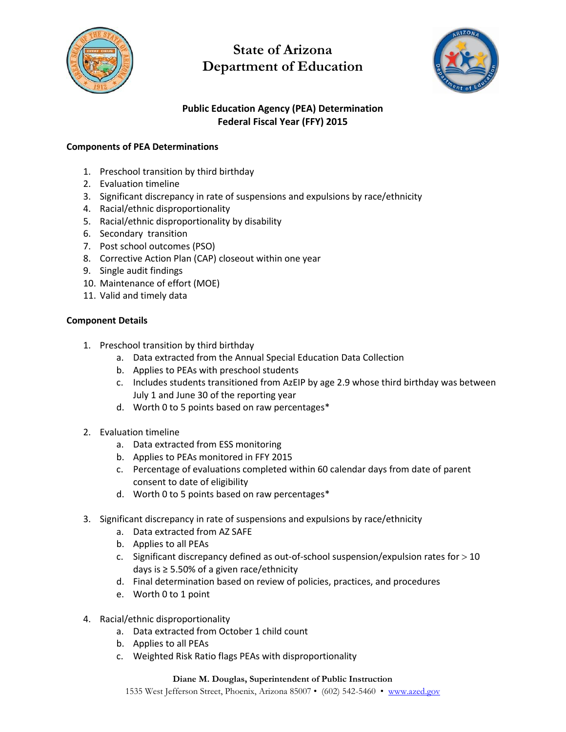# State of Arizona
# Department of Education

## Public Education Agency (PEA) Determination
## Federal Fiscal Year (FFY) 2015

### Components of PEA Determinations

1. Preschool transition by third birthday
2. Evaluation timeline
3. Significant discrepancy in rate of suspensions and expulsions by race/ethnicity
4. Racial/ethnic disproportionality
5. Racial/ethnic disproportionality by disability
6. Secondary transition
7. Post school outcomes (PSO)
8. Corrective Action Plan (CAP) closeout within one year
9. Single audit findings
10. Maintenance of effort (MOE)
11. Valid and timely data

### Component Details

1. Preschool transition by third birthday
   a. Data extracted from the Annual Special Education Data Collection
   b. Applies to PEAs with preschool students
   c. Includes students transitioned from AzEIP by age 2.9 whose third birthday was between July 1 and June 30 of the reporting year
   d. Worth 0 to 5 points based on raw percentages*

2. Evaluation timeline
   a. Data extracted from ESS monitoring
   b. Applies to PEAs monitored in FFY 2015
   c. Percentage of evaluations completed within 60 calendar days from date of parent consent to date of eligibility
   d. Worth 0 to 5 points based on raw percentages*

3. Significant discrepancy in rate of suspensions and expulsions by race/ethnicity
   a. Data extracted from AZ SAFE
   b. Applies to all PEAs
   c. Significant discrepancy defined as out-of-school suspension/expulsion rates for > 10 days is ≥ 5.50% of a given race/ethnicity
   d. Final determination based on review of policies, practices, and procedures
   e. Worth 0 to 1 point

4. Racial/ethnic disproportionality
   a. Data extracted from October 1 child count
   b. Applies to all PEAs
   c. Weighted Risk Ratio flags PEAs with disproportionality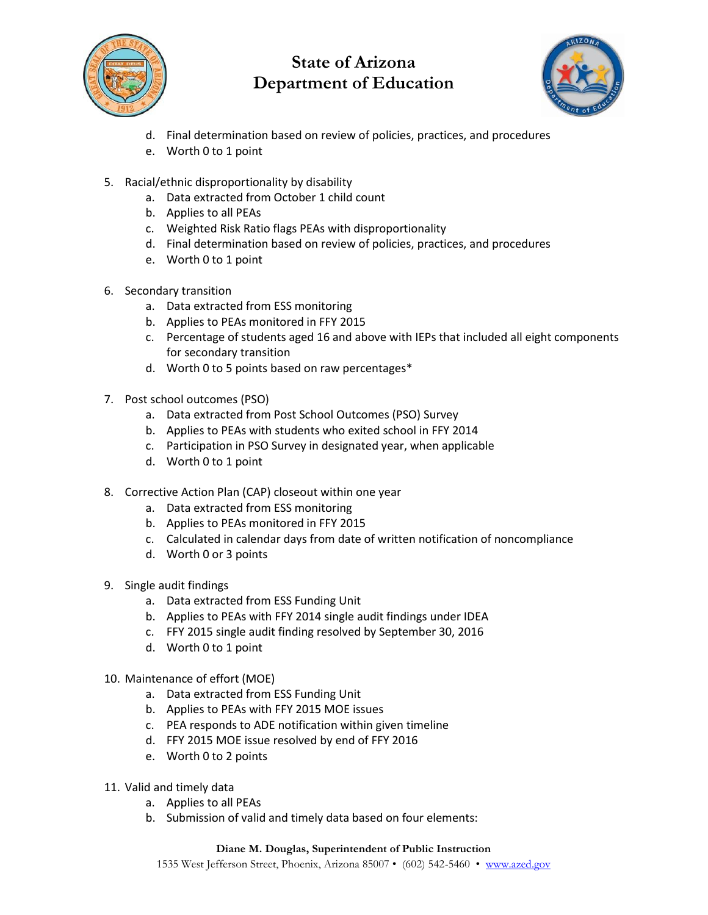d. Final determination based on review of policies, practices, and procedures
   e. Worth 0 to 1 point

5. Racial/ethnic disproportionality by disability
   a. Data extracted from October 1 child count
   b. Applies to all PEAs
   c. Weighted Risk Ratio flags PEAs with disproportionality
   d. Final determination based on review of policies, practices, and procedures
   e. Worth 0 to 1 point

6. Secondary transition
   a. Data extracted from ESS monitoring
   b. Applies to PEAs monitored in FFY 2015
   c. Percentage of students aged 16 and above with IEPs that included all eight components for secondary transition
   d. Worth 0 to 5 points based on raw percentages*

7. Post school outcomes (PSO)
   a. Data extracted from Post School Outcomes (PSO) Survey
   b. Applies to PEAs with students who exited school in FFY 2014
   c. Participation in PSO Survey in designated year, when applicable
   d. Worth 0 to 1 point

8. Corrective Action Plan (CAP) closeout within one year
   a. Data extracted from ESS monitoring
   b. Applies to PEAs monitored in FFY 2015
   c. Calculated in calendar days from date of written notification of noncompliance
   d. Worth 0 or 3 points

9. Single audit findings
   a. Data extracted from ESS Funding Unit
   b. Applies to PEAs with FFY 2014 single audit findings under IDEA
   c. FFY 2015 single audit finding resolved by September 30, 2016
   d. Worth 0 to 1 point

10. Maintenance of effort (MOE)
    a. Data extracted from ESS Funding Unit
    b. Applies to PEAs with FFY 2015 MOE issues
    c. PEA responds to ADE notification within given timeline
    d. FFY 2015 MOE issue resolved by end of FFY 2016
    e. Worth 0 to 2 points

11. Valid and timely data
    a. Applies to all PEAs
    b. Submission of valid and timely data based on four elements: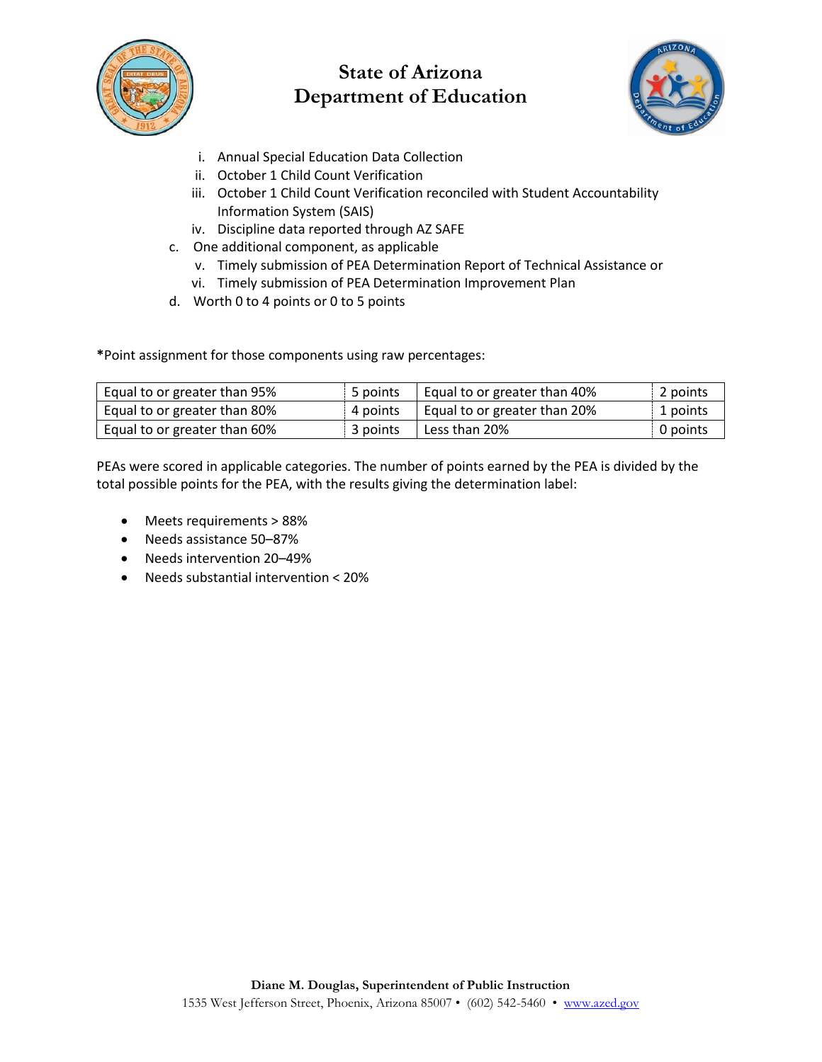i. Annual Special Education Data Collection
ii. October 1 Child Count Verification
iii. October 1 Child Count Verification reconciled with Student Accountability Information System (SAIS)
iv. Discipline data reported through AZ SAFE

c. One additional component, as applicable
   v. Timely submission of PEA Determination Report of Technical Assistance or
   vi. Timely submission of PEA Determination Improvement Plan

d. Worth 0 to 4 points or 0 to 5 points

**\***Point assignment for those components using raw percentages:

| | | | |
|---|---|---|---|
| Equal to or greater than 95% | 5 points | Equal to or greater than 40% | 2 points |
| Equal to or greater than 80% | 4 points | Equal to or greater than 20% | 1 points |
| Equal to or greater than 60% | 3 points | Less than 20% | 0 points |

PEAs were scored in applicable categories. The number of points earned by the PEA is divided by the total possible points for the PEA, with the results giving the determination label:

- Meets requirements > 88%
- Needs assistance 50–87%
- Needs intervention 20–49%
- Needs substantial intervention < 20%